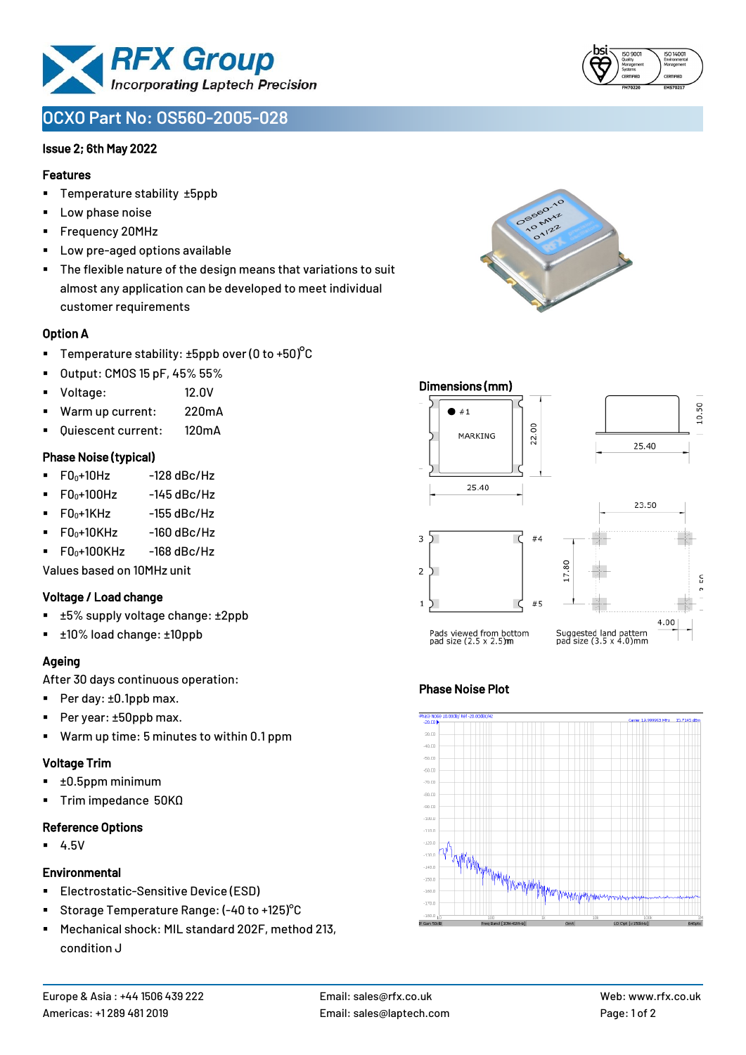# RFX Group
*Incorporating Laptech Precision*

## OCXO Part No: OS560-2005-028

**Issue 2; 6th May 2022**

### Features

- Temperature stability ±5ppb
- Low phase noise
- Frequency 20MHz
- Low pre-aged options available
- The flexible nature of the design means that variations to suit almost any application can be developed to meet individual customer requirements

### Option A

- Temperature stability: ±5ppb over (0 to +50)°C
- Output: CMOS 15 pF, 45% 55%
- Voltage: 12.0V
- Warm up current: 220mA
- Quiescent current: 120mA

### Phase Noise (typical)

- $F0_0$+10Hz -128 dBc/Hz
- $F0_0$+100Hz -145 dBc/Hz
- $F0_0$+1KHz -155 dBc/Hz
- $F0_0$+10KHz -160 dBc/Hz
- $F0_0$+100KHz -168 dBc/Hz

Values based on 10MHz unit

### Voltage / Load change

- ±5% supply voltage change: ±2ppb
- ±10% load change: ±10ppb

### Ageing

After 30 days continuous operation:

- Per day: ±0.1ppb max.
- Per year: ±50ppb max.
- Warm up time: 5 minutes to within 0.1 ppm

### Voltage Trim

- ±0.5ppm minimum
- Trim impedance 50KΩ

### Reference Options

- 4.5V

### Environmental

- Electrostatic-Sensitive Device (ESD)
- Storage Temperature Range: (-40 to +125)°C
- Mechanical shock: MIL standard 202F, method 213, condition J

### Dimensions (mm)

#1, MARKING, 22.00, 25.40, 10.50, 25.40, 23.50, 17.80, 4.00

Pads viewed from bottom pad size (2.5 x 2.5)mm

Suggested land pattern pad size (3.5 x 4.0)mm

### Phase Noise Plot

Europe & Asia : +44 1506 439 222
Americas: +1 289 481 2019
Email: sales@rfx.co.uk
Email: sales@laptech.com
Web: www.rfx.co.uk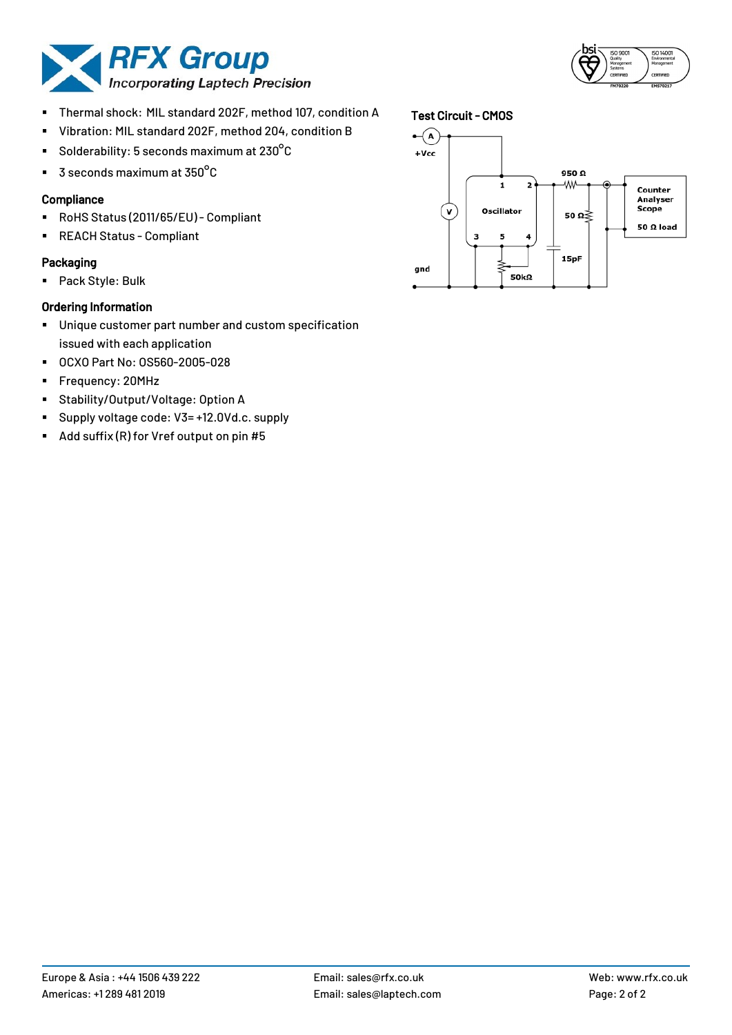- Thermal shock: MIL standard 202F, method 107, condition A
- Vibration: MIL standard 202F, method 204, condition B
- Solderability: 5 seconds maximum at 230°C
- 3 seconds maximum at 350°C

### Compliance

- RoHS Status (2011/65/EU) - Compliant
- REACH Status - Compliant

### Packaging

- Pack Style: Bulk

### Ordering Information

- Unique customer part number and custom specification issued with each application
- OCXO Part No: OS560-2005-028
- Frequency: 20MHz
- Stability/Output/Voltage: Option A
- Supply voltage code: V3= +12.0Vd.c. supply
- Add suffix (R) for Vref output on pin #5

### Test Circuit - CMOS

A
+Vcc
V
Oscillator
1
2
3
5
4
950 Ω
50 Ω
15pF
50kΩ
gnd
Counter Analyser Scope
50 Ω load